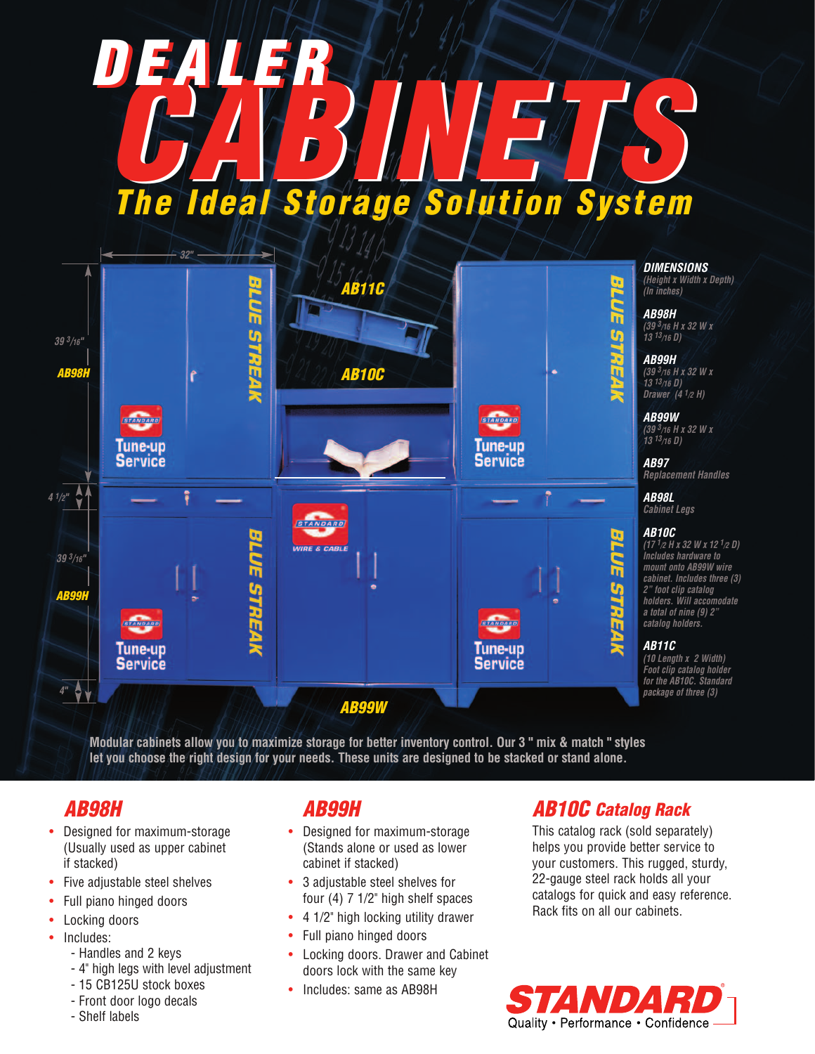# DEALER CABINETS

## The Ideal Storage Solution System

32"

39 3/16"

AB98H

4 1/2"

39 3/16"

AB99H

4"

AB11C

AB10C

AB99W

### DIMENSIONS
*(Height x Width x Depth)*
*(In inches)*

**AB98H**
*(39 3/16 H x 32 W x 13 13/16 D)*

**AB99H**
*(39 3/16 H x 32 W x 13 13/16 D)*
*Drawer (4 1/2 H)*

**AB99W**
*(39 3/16 H x 32 W x 13 13/16 D)*

**AB97**
*Replacement Handles*

**AB98L**
*Cabinet Legs*

**AB10C**
*(17 1/2 H x 32 W x 12 1/2 D)*
*Includes hardware to mount onto AB99W wire cabinet. Includes three (3) 2" foot clip catalog holders. Will accomodate a total of nine (9) 2" catalog holders.*

**AB11C**
*(10 Length x 2 Width)*
*Foot clip catalog holder for the AB10C. Standard package of three (3)*

**Modular cabinets allow you to maximize storage for better inventory control. Our 3 " mix & match " styles let you choose the right design for your needs. These units are designed to be stacked or stand alone.**

## AB98H

- Designed for maximum-storage (Usually used as upper cabinet if stacked)
- Five adjustable steel shelves
- Full piano hinged doors
- Locking doors
- Includes:
  - Handles and 2 keys
  - 4" high legs with level adjustment
  - 15 CB125U stock boxes
  - Front door logo decals
  - Shelf labels

## AB99H

- Designed for maximum-storage (Stands alone or used as lower cabinet if stacked)
- 3 adjustable steel shelves for four (4) 7 1/2" high shelf spaces
- 4 1/2" high locking utility drawer
- Full piano hinged doors
- Locking doors. Drawer and Cabinet doors lock with the same key
- Includes: same as AB98H

## AB10C Catalog Rack

This catalog rack (sold separately) helps you provide better service to your customers. This rugged, sturdy, 22-gauge steel rack holds all your catalogs for quick and easy reference. Rack fits on all our cabinets.

**STANDARD**®
Quality • Performance • Confidence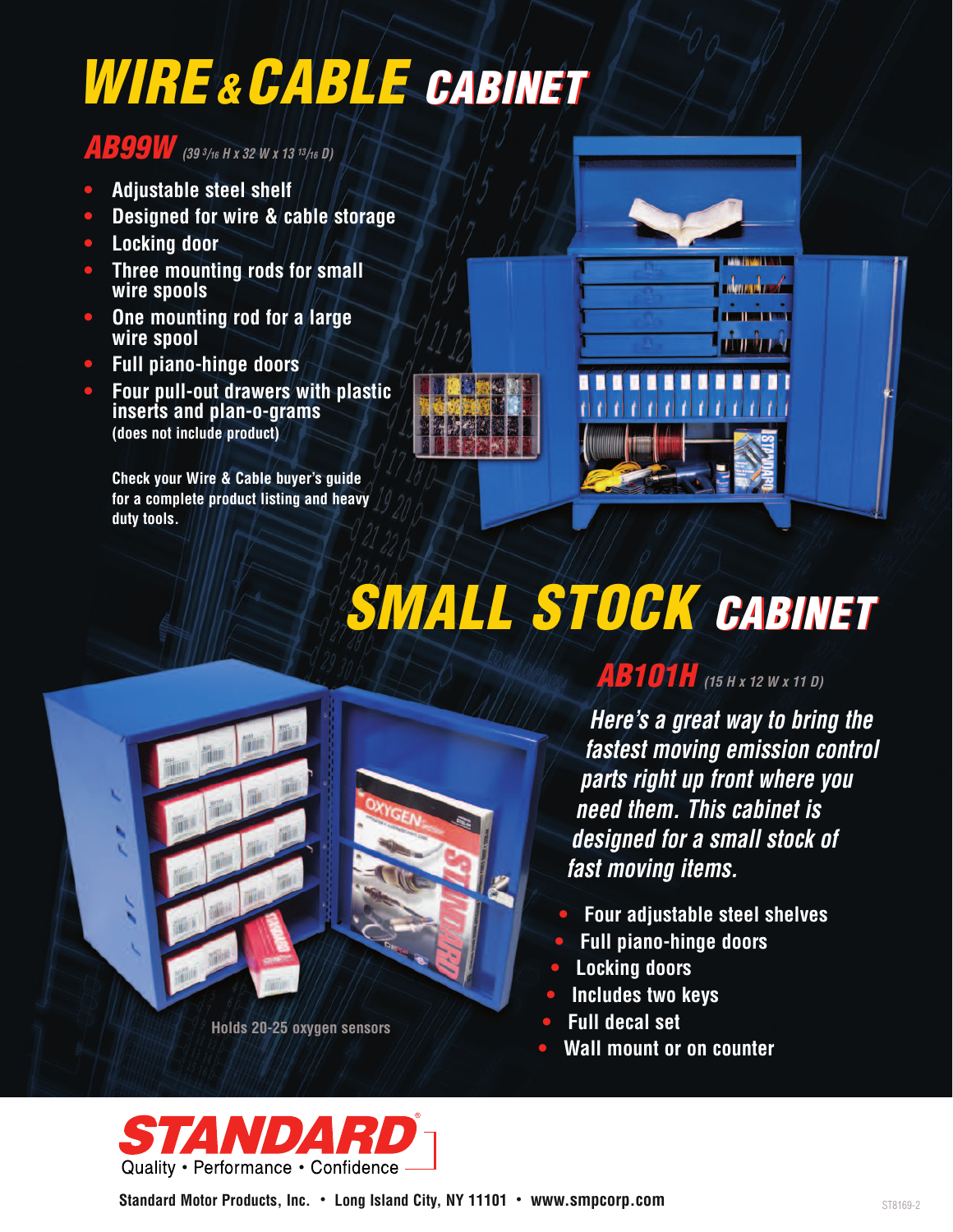# WIRE & CABLE CABINET

## AB99W (39 3/16 H x 32 W x 13 13/16 D)

- Adjustable steel shelf
- Designed for wire & cable storage
- Locking door
- Three mounting rods for small wire spools
- One mounting rod for a large wire spool
- Full piano-hinge doors
- Four pull-out drawers with plastic inserts and plan-o-grams (does not include product)

Check your Wire & Cable buyer's guide for a complete product listing and heavy duty tools.

# SMALL STOCK CABINET

## AB101H (15 H x 12 W x 11 D)

*Here's a great way to bring the fastest moving emission control parts right up front where you need them. This cabinet is designed for a small stock of fast moving items.*

- Four adjustable steel shelves
- Full piano-hinge doors
- Locking doors
- Includes two keys
- Full decal set
- Wall mount or on counter

Holds 20-25 oxygen sensors

**STANDARD®**
Quality • Performance • Confidence

Standard Motor Products, Inc. • Long Island City, NY 11101 • www.smpcorp.com

ST8169-2